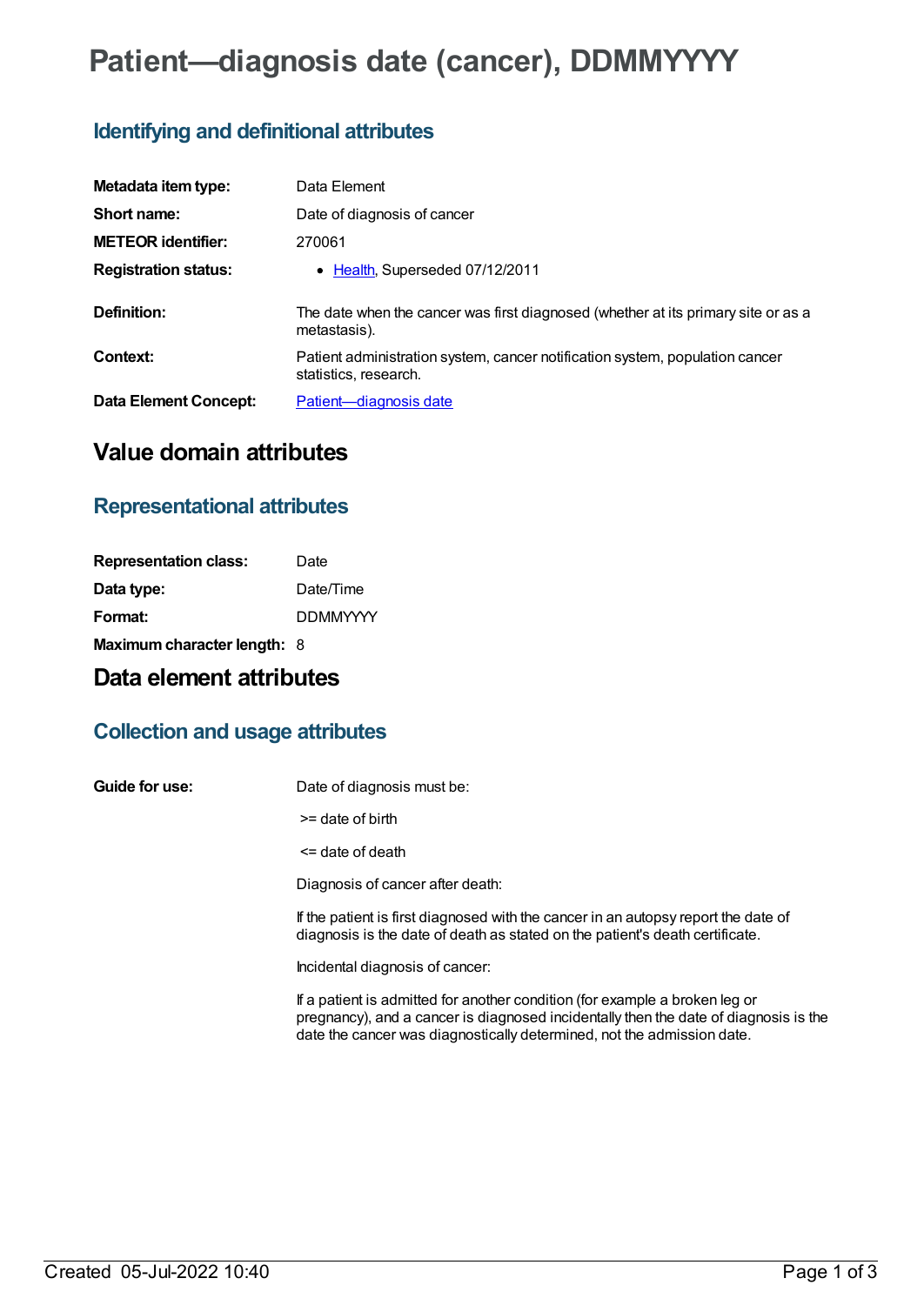# Patient—diagnosis date (cancer), DDMMYYYY

## Identifying and definitional attributes

| | |
|---|---|
| **Metadata item type:** | Data Element |
| **Short name:** | Date of diagnosis of cancer |
| **METEOR identifier:** | 270061 |
| **Registration status:** | • Health, Superseded 07/12/2011 |
| **Definition:** | The date when the cancer was first diagnosed (whether at its primary site or as a metastasis). |
| **Context:** | Patient administration system, cancer notification system, population cancer statistics, research. |
| **Data Element Concept:** | Patient—diagnosis date |

# Value domain attributes

## Representational attributes

| | |
|---|---|
| **Representation class:** | Date |
| **Data type:** | Date/Time |
| **Format:** | DDMMYYYY |
| **Maximum character length:** | 8 |

# Data element attributes

## Collection and usage attributes

**Guide for use:**

Date of diagnosis must be:

>= date of birth

<= date of death

Diagnosis of cancer after death:

If the patient is first diagnosed with the cancer in an autopsy report the date of diagnosis is the date of death as stated on the patient's death certificate.

Incidental diagnosis of cancer:

If a patient is admitted for another condition (for example a broken leg or pregnancy), and a cancer is diagnosed incidentally then the date of diagnosis is the date the cancer was diagnostically determined, not the admission date.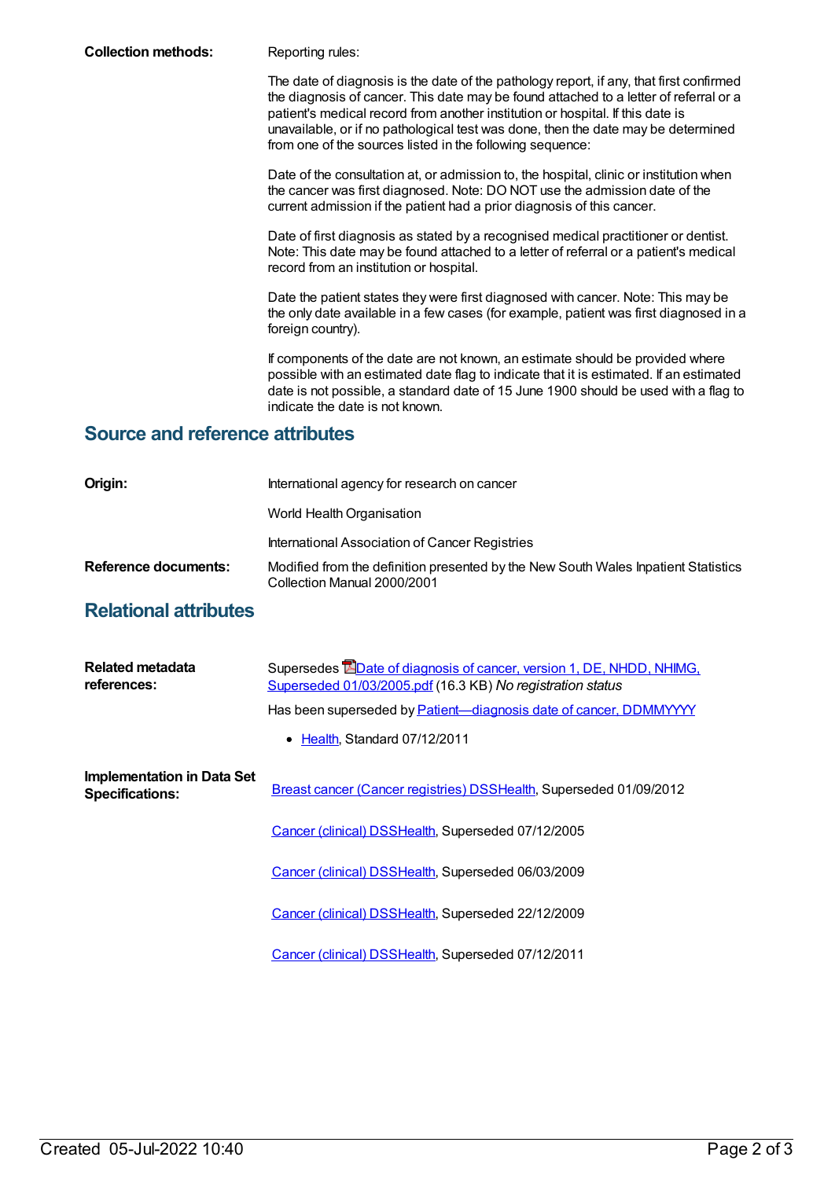**Collection methods:**

Reporting rules:

The date of diagnosis is the date of the pathology report, if any, that first confirmed the diagnosis of cancer. This date may be found attached to a letter of referral or a patient's medical record from another institution or hospital. If this date is unavailable, or if no pathological test was done, then the date may be determined from one of the sources listed in the following sequence:

Date of the consultation at, or admission to, the hospital, clinic or institution when the cancer was first diagnosed. Note: DO NOT use the admission date of the current admission if the patient had a prior diagnosis of this cancer.

Date of first diagnosis as stated by a recognised medical practitioner or dentist. Note: This date may be found attached to a letter of referral or a patient's medical record from an institution or hospital.

Date the patient states they were first diagnosed with cancer. Note: This may be the only date available in a few cases (for example, patient was first diagnosed in a foreign country).

If components of the date are not known, an estimate should be provided where possible with an estimated date flag to indicate that it is estimated. If an estimated date is not possible, a standard date of 15 June 1900 should be used with a flag to indicate the date is not known.

## Source and reference attributes

**Origin:**

International agency for research on cancer

World Health Organisation

International Association of Cancer Registries

**Reference documents:**

Modified from the definition presented by the New South Wales Inpatient Statistics Collection Manual 2000/2001

## Relational attributes

**Related metadata references:**

Supersedes Date of diagnosis of cancer, version 1, DE, NHDD, NHIMG, Superseded 01/03/2005.pdf (16.3 KB) *No registration status*

Has been superseded by Patient—diagnosis date of cancer, DDMMYYYY

- Health, Standard 07/12/2011

**Implementation in Data Set Specifications:**

Breast cancer (Cancer registries) DSSHealth, Superseded 01/09/2012

Cancer (clinical) DSSHealth, Superseded 07/12/2005

Cancer (clinical) DSSHealth, Superseded 06/03/2009

Cancer (clinical) DSSHealth, Superseded 22/12/2009

Cancer (clinical) DSSHealth, Superseded 07/12/2011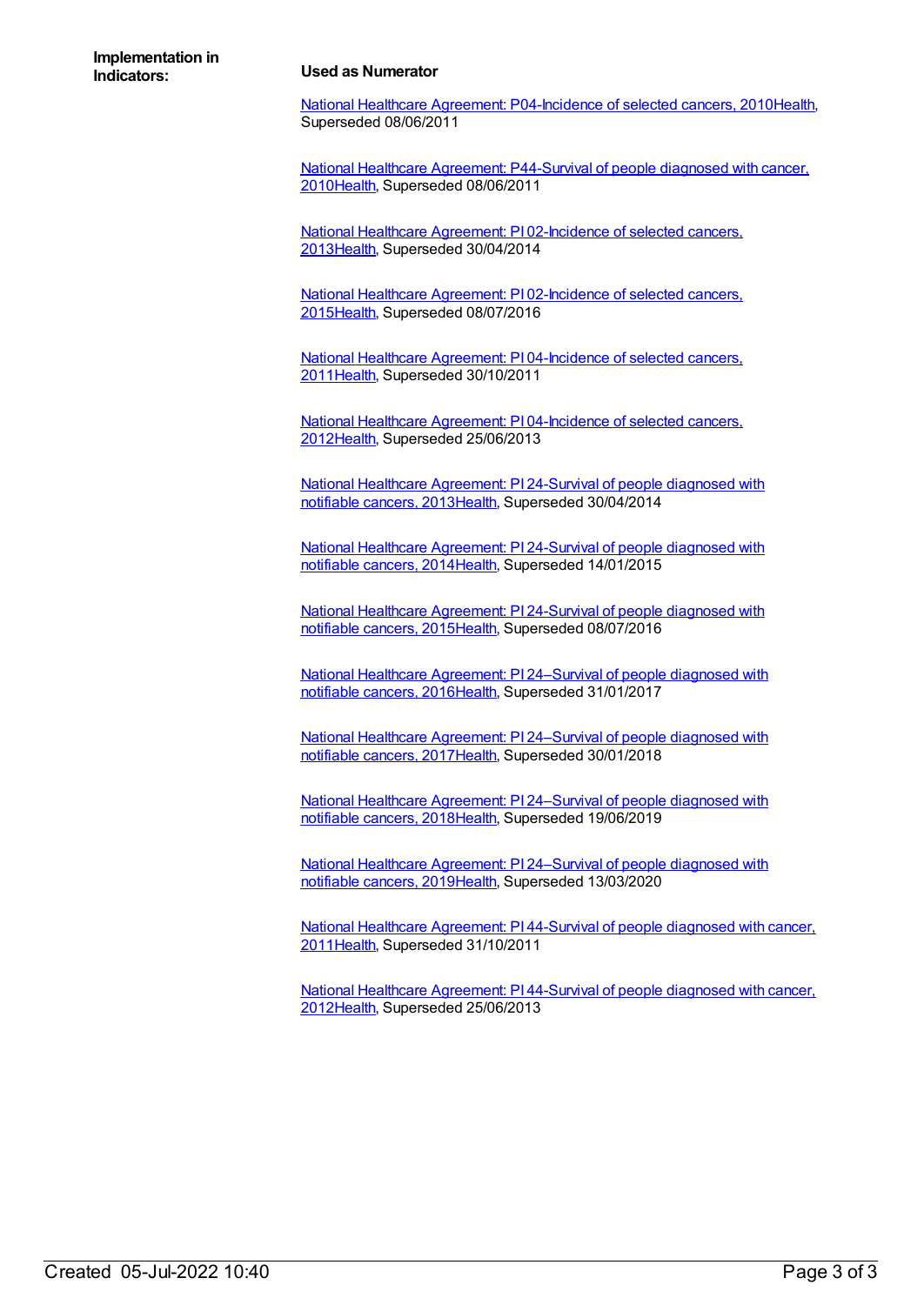**Implementation in Indicators:**

**Used as Numerator**

National Healthcare Agreement: P04-Incidence of selected cancers, 2010Health, Superseded 08/06/2011

National Healthcare Agreement: P44-Survival of people diagnosed with cancer, 2010Health, Superseded 08/06/2011

National Healthcare Agreement: PI 02-Incidence of selected cancers, 2013Health, Superseded 30/04/2014

National Healthcare Agreement: PI 02-Incidence of selected cancers, 2015Health, Superseded 08/07/2016

National Healthcare Agreement: PI 04-Incidence of selected cancers, 2011Health, Superseded 30/10/2011

National Healthcare Agreement: PI 04-Incidence of selected cancers, 2012Health, Superseded 25/06/2013

National Healthcare Agreement: PI 24-Survival of people diagnosed with notifiable cancers, 2013Health, Superseded 30/04/2014

National Healthcare Agreement: PI 24-Survival of people diagnosed with notifiable cancers, 2014Health, Superseded 14/01/2015

National Healthcare Agreement: PI 24-Survival of people diagnosed with notifiable cancers, 2015Health, Superseded 08/07/2016

National Healthcare Agreement: PI 24–Survival of people diagnosed with notifiable cancers, 2016Health, Superseded 31/01/2017

National Healthcare Agreement: PI 24–Survival of people diagnosed with notifiable cancers, 2017Health, Superseded 30/01/2018

National Healthcare Agreement: PI 24–Survival of people diagnosed with notifiable cancers, 2018Health, Superseded 19/06/2019

National Healthcare Agreement: PI 24–Survival of people diagnosed with notifiable cancers, 2019Health, Superseded 13/03/2020

National Healthcare Agreement: PI 44-Survival of people diagnosed with cancer, 2011Health, Superseded 31/10/2011

National Healthcare Agreement: PI 44-Survival of people diagnosed with cancer, 2012Health, Superseded 25/06/2013